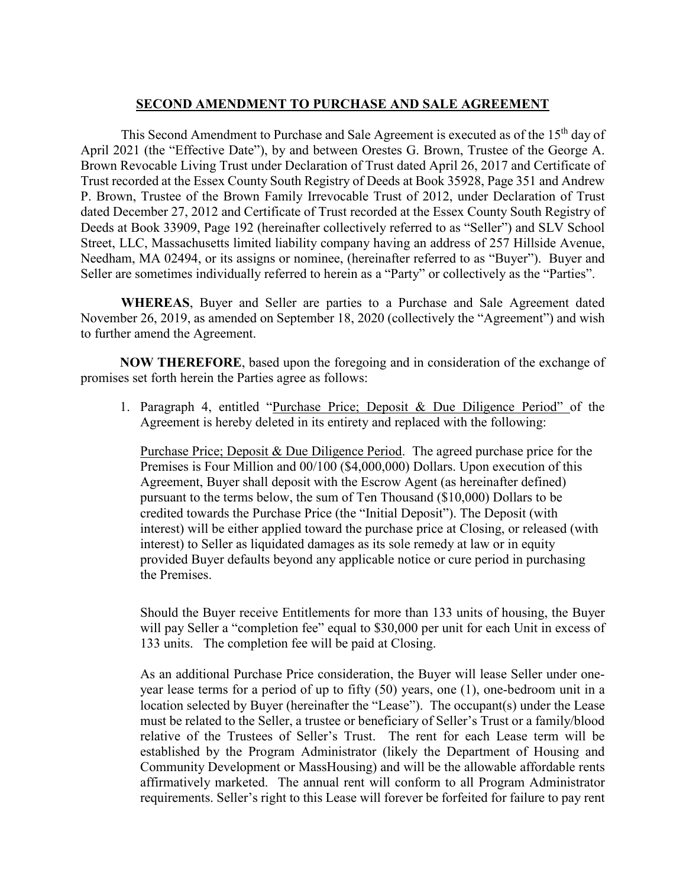## SECOND AMENDMENT TO PURCHASE AND SALE AGREEMENT

This Second Amendment to Purchase and Sale Agreement is executed as of the 15th day of April 2021 (the "Effective Date"), by and between Orestes G. Brown, Trustee of the George A. Brown Revocable Living Trust under Declaration of Trust dated April 26, 2017 and Certificate of Trust recorded at the Essex County South Registry of Deeds at Book 35928, Page 351 and Andrew P. Brown, Trustee of the Brown Family Irrevocable Trust of 2012, under Declaration of Trust dated December 27, 2012 and Certificate of Trust recorded at the Essex County South Registry of Deeds at Book 33909, Page 192 (hereinafter collectively referred to as "Seller") and SLV School Street, LLC, Massachusetts limited liability company having an address of 257 Hillside Avenue, Needham, MA 02494, or its assigns or nominee, (hereinafter referred to as "Buyer"). Buyer and Seller are sometimes individually referred to herein as a "Party" or collectively as the "Parties".

**WHEREAS**, Buyer and Seller are parties to a Purchase and Sale Agreement dated November 26, 2019, as amended on September 18, 2020 (collectively the "Agreement") and wish to further amend the Agreement.

**NOW THEREFORE**, based upon the foregoing and in consideration of the exchange of promises set forth herein the Parties agree as follows:

1. Paragraph 4, entitled "Purchase Price; Deposit & Due Diligence Period" of the Agreement is hereby deleted in its entirety and replaced with the following:

   Purchase Price; Deposit & Due Diligence Period. The agreed purchase price for the Premises is Four Million and 00/100 ($4,000,000) Dollars. Upon execution of this Agreement, Buyer shall deposit with the Escrow Agent (as hereinafter defined) pursuant to the terms below, the sum of Ten Thousand ($10,000) Dollars to be credited towards the Purchase Price (the "Initial Deposit"). The Deposit (with interest) will be either applied toward the purchase price at Closing, or released (with interest) to Seller as liquidated damages as its sole remedy at law or in equity provided Buyer defaults beyond any applicable notice or cure period in purchasing the Premises.

   Should the Buyer receive Entitlements for more than 133 units of housing, the Buyer will pay Seller a "completion fee" equal to $30,000 per unit for each Unit in excess of 133 units. The completion fee will be paid at Closing.

   As an additional Purchase Price consideration, the Buyer will lease Seller under one-year lease terms for a period of up to fifty (50) years, one (1), one-bedroom unit in a location selected by Buyer (hereinafter the "Lease"). The occupant(s) under the Lease must be related to the Seller, a trustee or beneficiary of Seller's Trust or a family/blood relative of the Trustees of Seller's Trust. The rent for each Lease term will be established by the Program Administrator (likely the Department of Housing and Community Development or MassHousing) and will be the allowable affordable rents affirmatively marketed. The annual rent will conform to all Program Administrator requirements. Seller's right to this Lease will forever be forfeited for failure to pay rent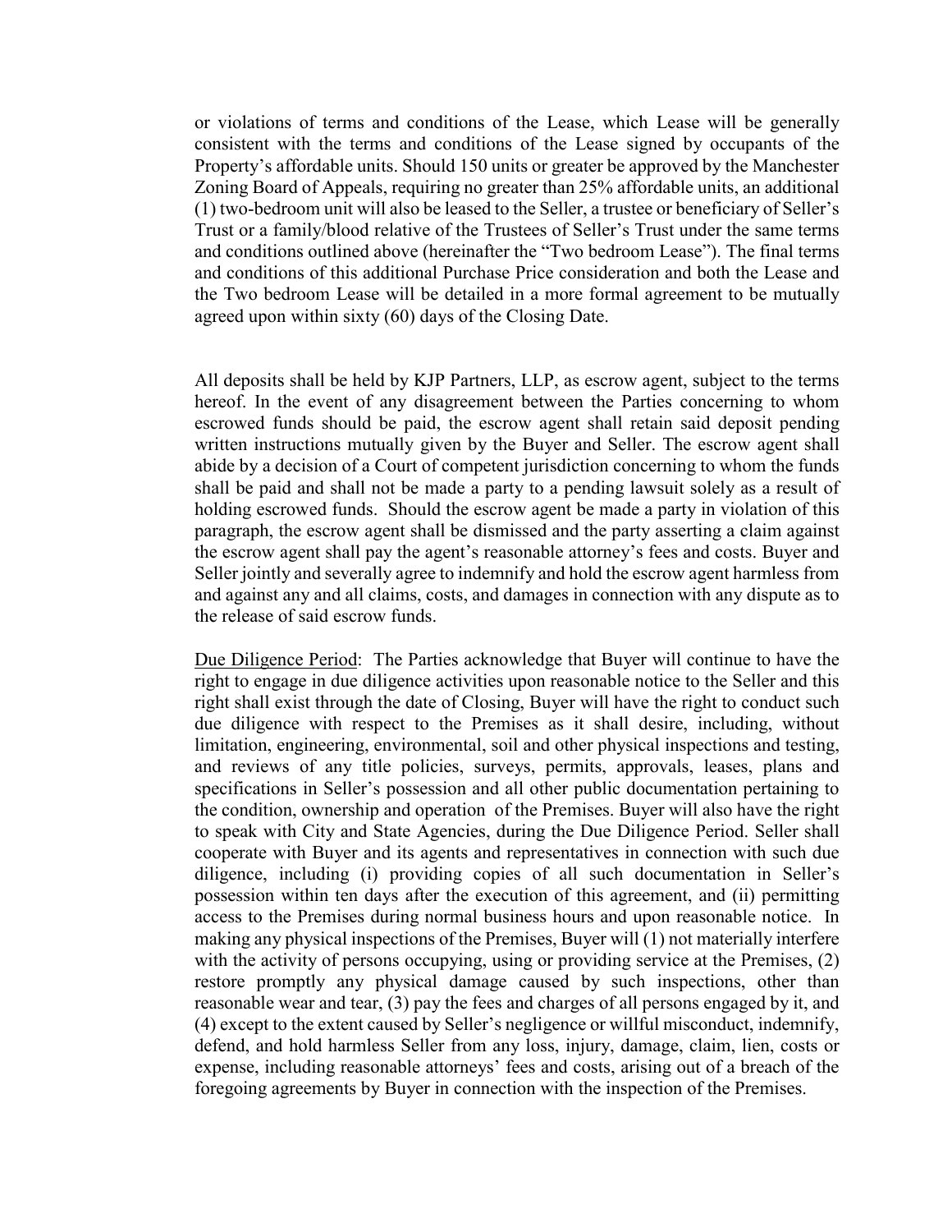or violations of terms and conditions of the Lease, which Lease will be generally consistent with the terms and conditions of the Lease signed by occupants of the Property's affordable units. Should 150 units or greater be approved by the Manchester Zoning Board of Appeals, requiring no greater than 25% affordable units, an additional (1) two-bedroom unit will also be leased to the Seller, a trustee or beneficiary of Seller's Trust or a family/blood relative of the Trustees of Seller's Trust under the same terms and conditions outlined above (hereinafter the "Two bedroom Lease"). The final terms and conditions of this additional Purchase Price consideration and both the Lease and the Two bedroom Lease will be detailed in a more formal agreement to be mutually agreed upon within sixty (60) days of the Closing Date.

All deposits shall be held by KJP Partners, LLP, as escrow agent, subject to the terms hereof. In the event of any disagreement between the Parties concerning to whom escrowed funds should be paid, the escrow agent shall retain said deposit pending written instructions mutually given by the Buyer and Seller. The escrow agent shall abide by a decision of a Court of competent jurisdiction concerning to whom the funds shall be paid and shall not be made a party to a pending lawsuit solely as a result of holding escrowed funds. Should the escrow agent be made a party in violation of this paragraph, the escrow agent shall be dismissed and the party asserting a claim against the escrow agent shall pay the agent's reasonable attorney's fees and costs. Buyer and Seller jointly and severally agree to indemnify and hold the escrow agent harmless from and against any and all claims, costs, and damages in connection with any dispute as to the release of said escrow funds.

<u>Due Diligence Period</u>: The Parties acknowledge that Buyer will continue to have the right to engage in due diligence activities upon reasonable notice to the Seller and this right shall exist through the date of Closing, Buyer will have the right to conduct such due diligence with respect to the Premises as it shall desire, including, without limitation, engineering, environmental, soil and other physical inspections and testing, and reviews of any title policies, surveys, permits, approvals, leases, plans and specifications in Seller's possession and all other public documentation pertaining to the condition, ownership and operation of the Premises. Buyer will also have the right to speak with City and State Agencies, during the Due Diligence Period. Seller shall cooperate with Buyer and its agents and representatives in connection with such due diligence, including (i) providing copies of all such documentation in Seller's possession within ten days after the execution of this agreement, and (ii) permitting access to the Premises during normal business hours and upon reasonable notice. In making any physical inspections of the Premises, Buyer will (1) not materially interfere with the activity of persons occupying, using or providing service at the Premises, (2) restore promptly any physical damage caused by such inspections, other than reasonable wear and tear, (3) pay the fees and charges of all persons engaged by it, and (4) except to the extent caused by Seller's negligence or willful misconduct, indemnify, defend, and hold harmless Seller from any loss, injury, damage, claim, lien, costs or expense, including reasonable attorneys' fees and costs, arising out of a breach of the foregoing agreements by Buyer in connection with the inspection of the Premises.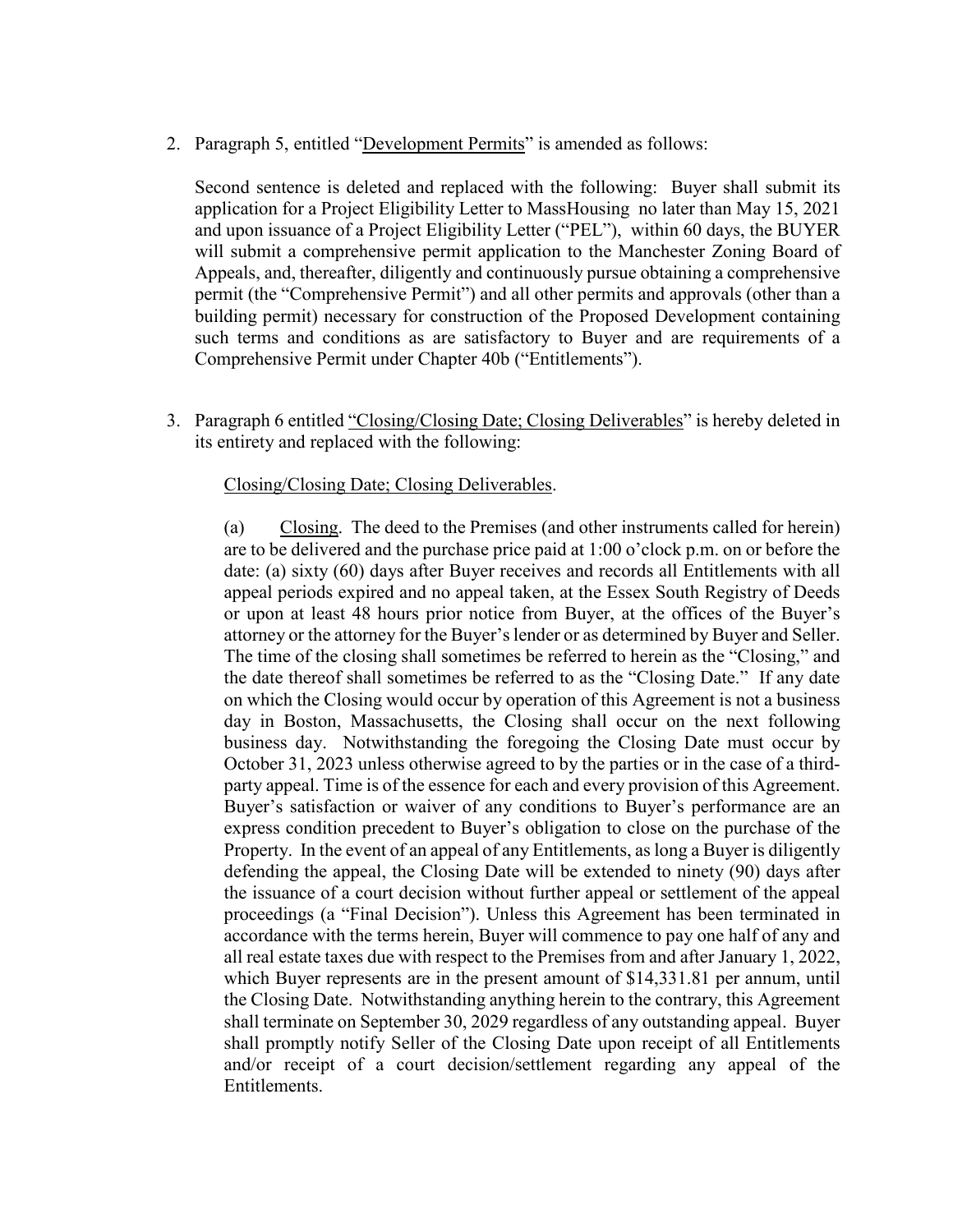2. Paragraph 5, entitled "Development Permits" is amended as follows:

   Second sentence is deleted and replaced with the following: Buyer shall submit its application for a Project Eligibility Letter to MassHousing no later than May 15, 2021 and upon issuance of a Project Eligibility Letter ("PEL"), within 60 days, the BUYER will submit a comprehensive permit application to the Manchester Zoning Board of Appeals, and, thereafter, diligently and continuously pursue obtaining a comprehensive permit (the "Comprehensive Permit") and all other permits and approvals (other than a building permit) necessary for construction of the Proposed Development containing such terms and conditions as are satisfactory to Buyer and are requirements of a Comprehensive Permit under Chapter 40b ("Entitlements").

3. Paragraph 6 entitled "Closing/Closing Date; Closing Deliverables" is hereby deleted in its entirety and replaced with the following:

   Closing/Closing Date; Closing Deliverables.

   (a) Closing. The deed to the Premises (and other instruments called for herein) are to be delivered and the purchase price paid at 1:00 o'clock p.m. on or before the date: (a) sixty (60) days after Buyer receives and records all Entitlements with all appeal periods expired and no appeal taken, at the Essex South Registry of Deeds or upon at least 48 hours prior notice from Buyer, at the offices of the Buyer's attorney or the attorney for the Buyer's lender or as determined by Buyer and Seller. The time of the closing shall sometimes be referred to herein as the "Closing," and the date thereof shall sometimes be referred to as the "Closing Date." If any date on which the Closing would occur by operation of this Agreement is not a business day in Boston, Massachusetts, the Closing shall occur on the next following business day. Notwithstanding the foregoing the Closing Date must occur by October 31, 2023 unless otherwise agreed to by the parties or in the case of a third-party appeal. Time is of the essence for each and every provision of this Agreement. Buyer's satisfaction or waiver of any conditions to Buyer's performance are an express condition precedent to Buyer's obligation to close on the purchase of the Property. In the event of an appeal of any Entitlements, as long a Buyer is diligently defending the appeal, the Closing Date will be extended to ninety (90) days after the issuance of a court decision without further appeal or settlement of the appeal proceedings (a "Final Decision"). Unless this Agreement has been terminated in accordance with the terms herein, Buyer will commence to pay one half of any and all real estate taxes due with respect to the Premises from and after January 1, 2022, which Buyer represents are in the present amount of $14,331.81 per annum, until the Closing Date. Notwithstanding anything herein to the contrary, this Agreement shall terminate on September 30, 2029 regardless of any outstanding appeal. Buyer shall promptly notify Seller of the Closing Date upon receipt of all Entitlements and/or receipt of a court decision/settlement regarding any appeal of the Entitlements.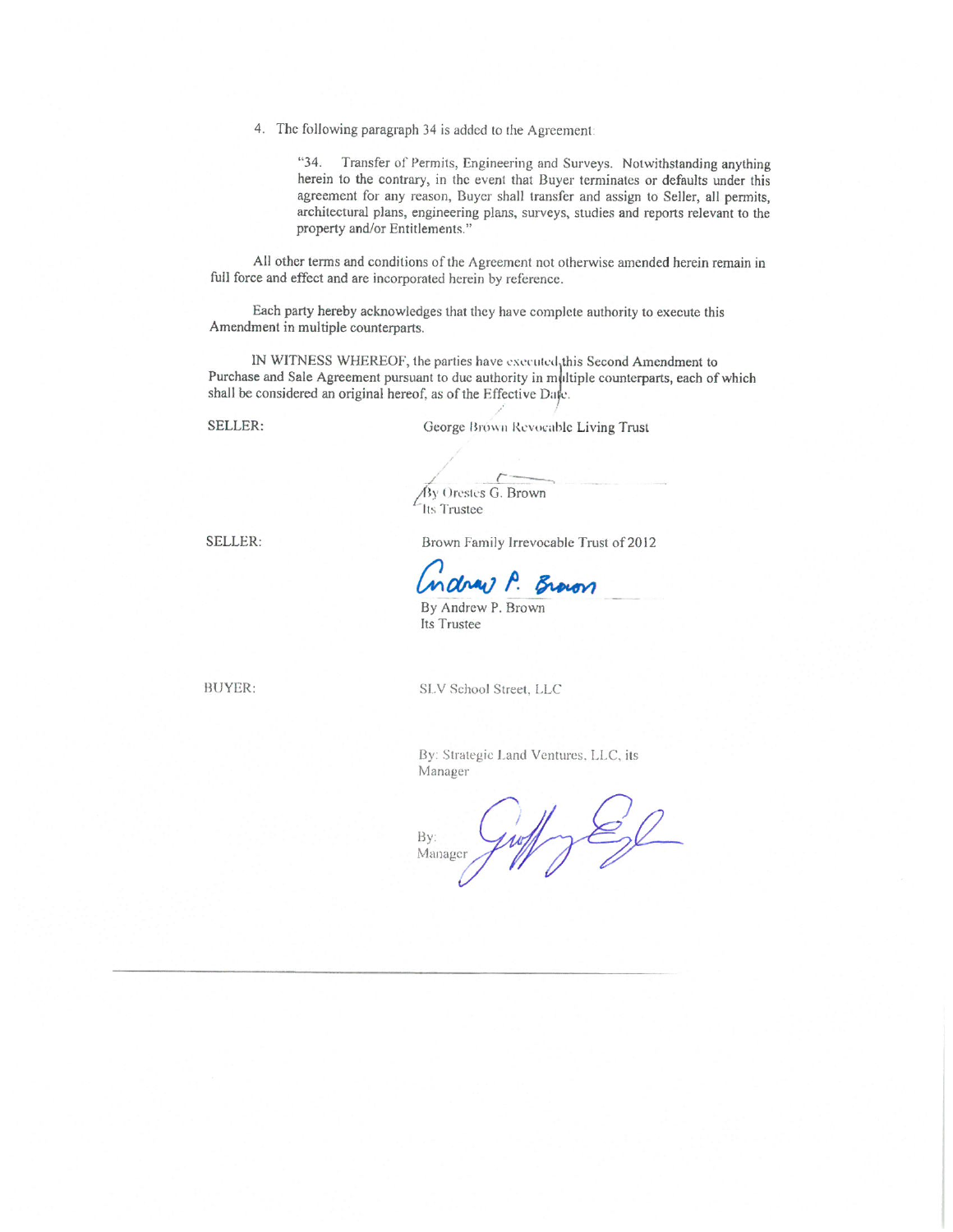4. The following paragraph 34 is added to the Agreement:

> "34. Transfer of Permits, Engineering and Surveys. Notwithstanding anything herein to the contrary, in the event that Buyer terminates or defaults under this agreement for any reason, Buyer shall transfer and assign to Seller, all permits, architectural plans, engineering plans, surveys, studies and reports relevant to the property and/or Entitlements."

All other terms and conditions of the Agreement not otherwise amended herein remain in full force and effect and are incorporated herein by reference.

Each party hereby acknowledges that they have complete authority to execute this Amendment in multiple counterparts.

IN WITNESS WHEREOF, the parties have executed this Second Amendment to Purchase and Sale Agreement pursuant to due authority in multiple counterparts, each of which shall be considered an original hereof, as of the Effective Date.

SELLER: George Brown Revocable Living Trust

By Orestes G. Brown
Its Trustee

SELLER: Brown Family Irrevocable Trust of 2012

By Andrew P. Brown
Its Trustee

BUYER: SLV School Street, LLC

By: Strategic Land Ventures, LLC, its Manager

By:
Manager